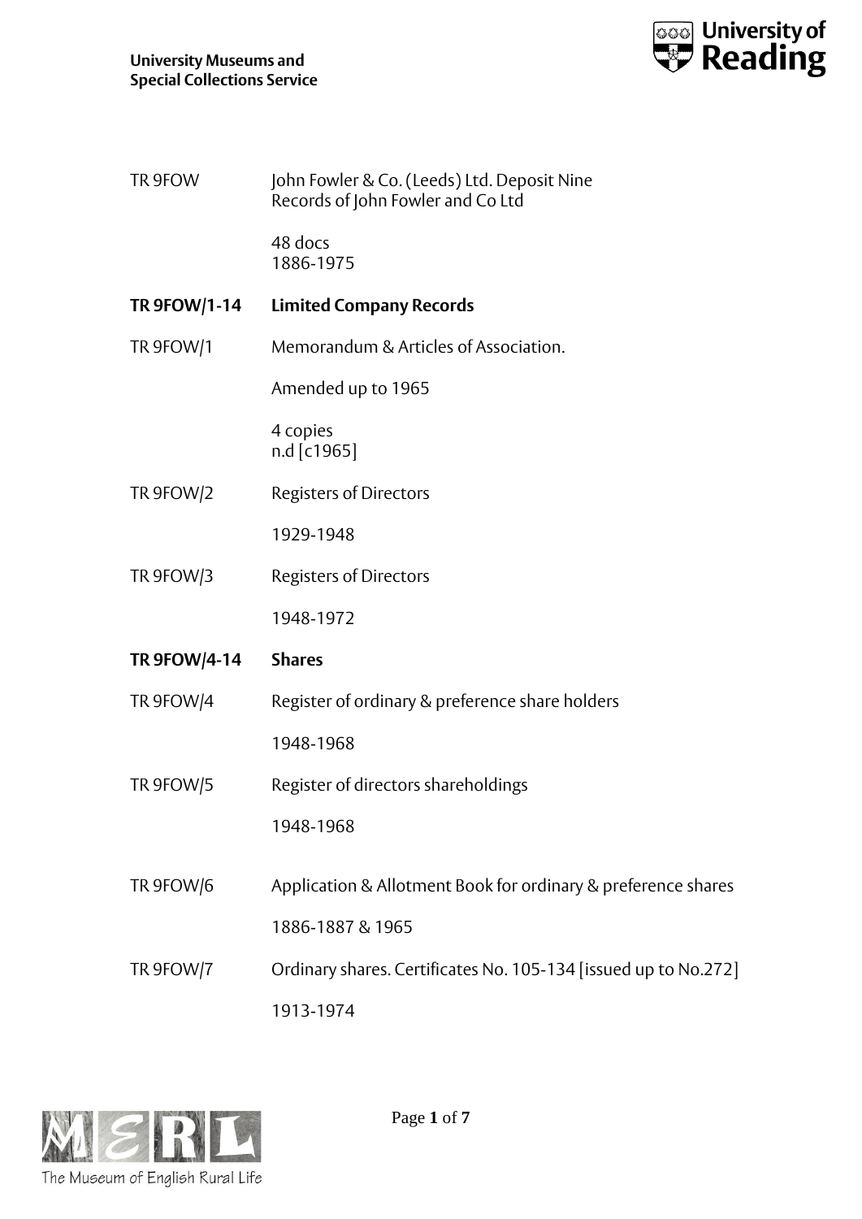TR 9FOW — John Fowler & Co. (Leeds) Ltd. Deposit Nine
Records of John Fowler and Co Ltd

48 docs
1886-1975

**TR 9FOW/1-14 — Limited Company Records**

TR 9FOW/1 — Memorandum & Articles of Association.

Amended up to 1965

4 copies
n.d [c1965]

TR 9FOW/2 — Registers of Directors

1929-1948

TR 9FOW/3 — Registers of Directors

1948-1972

**TR 9FOW/4-14 — Shares**

TR 9FOW/4 — Register of ordinary & preference share holders

1948-1968

TR 9FOW/5 — Register of directors shareholdings

1948-1968

TR 9FOW/6 — Application & Allotment Book for ordinary & preference shares

1886-1887 & 1965

TR 9FOW/7 — Ordinary shares. Certificates No. 105-134 [issued up to No.272]

1913-1974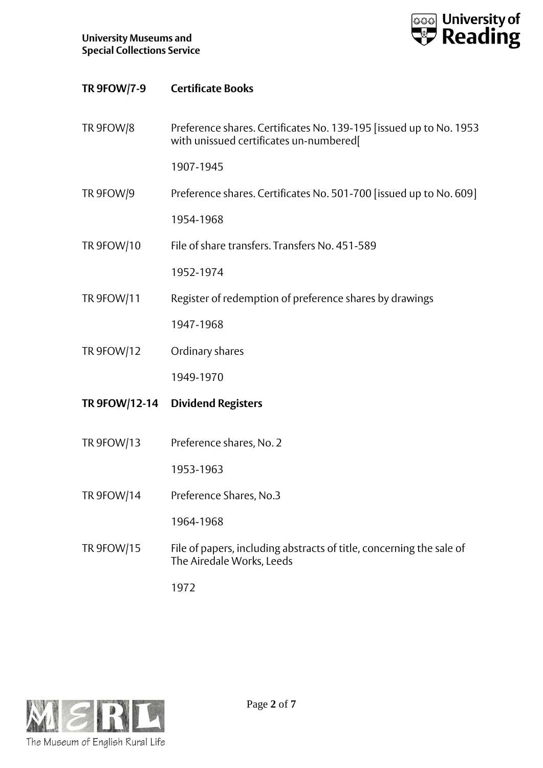## TR 9FOW/7-9 Certificate Books

TR 9FOW/8 Preference shares. Certificates No. 139-195 [issued up to No. 1953 with unissued certificates un-numbered[

1907-1945

TR 9FOW/9 Preference shares. Certificates No. 501-700 [issued up to No. 609]

1954-1968

TR 9FOW/10 File of share transfers. Transfers No. 451-589

1952-1974

TR 9FOW/11 Register of redemption of preference shares by drawings

1947-1968

TR 9FOW/12 Ordinary shares

1949-1970

## TR 9FOW/12-14 Dividend Registers

TR 9FOW/13 Preference shares, No. 2

1953-1963

TR 9FOW/14 Preference Shares, No.3

1964-1968

TR 9FOW/15 File of papers, including abstracts of title, concerning the sale of The Airedale Works, Leeds

1972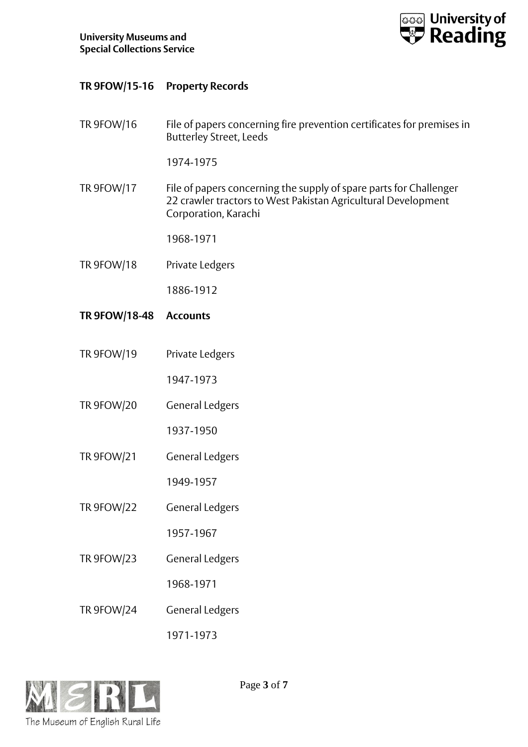## TR 9FOW/15-16 Property Records

TR 9FOW/16 File of papers concerning fire prevention certificates for premises in Butterley Street, Leeds

1974-1975

TR 9FOW/17 File of papers concerning the supply of spare parts for Challenger 22 crawler tractors to West Pakistan Agricultural Development Corporation, Karachi

1968-1971

TR 9FOW/18 Private Ledgers

1886-1912

## TR 9FOW/18-48 Accounts

TR 9FOW/19 Private Ledgers

1947-1973

TR 9FOW/20 General Ledgers

1937-1950

TR 9FOW/21 General Ledgers

1949-1957

TR 9FOW/22 General Ledgers

1957-1967

TR 9FOW/23 General Ledgers

1968-1971

TR 9FOW/24 General Ledgers

1971-1973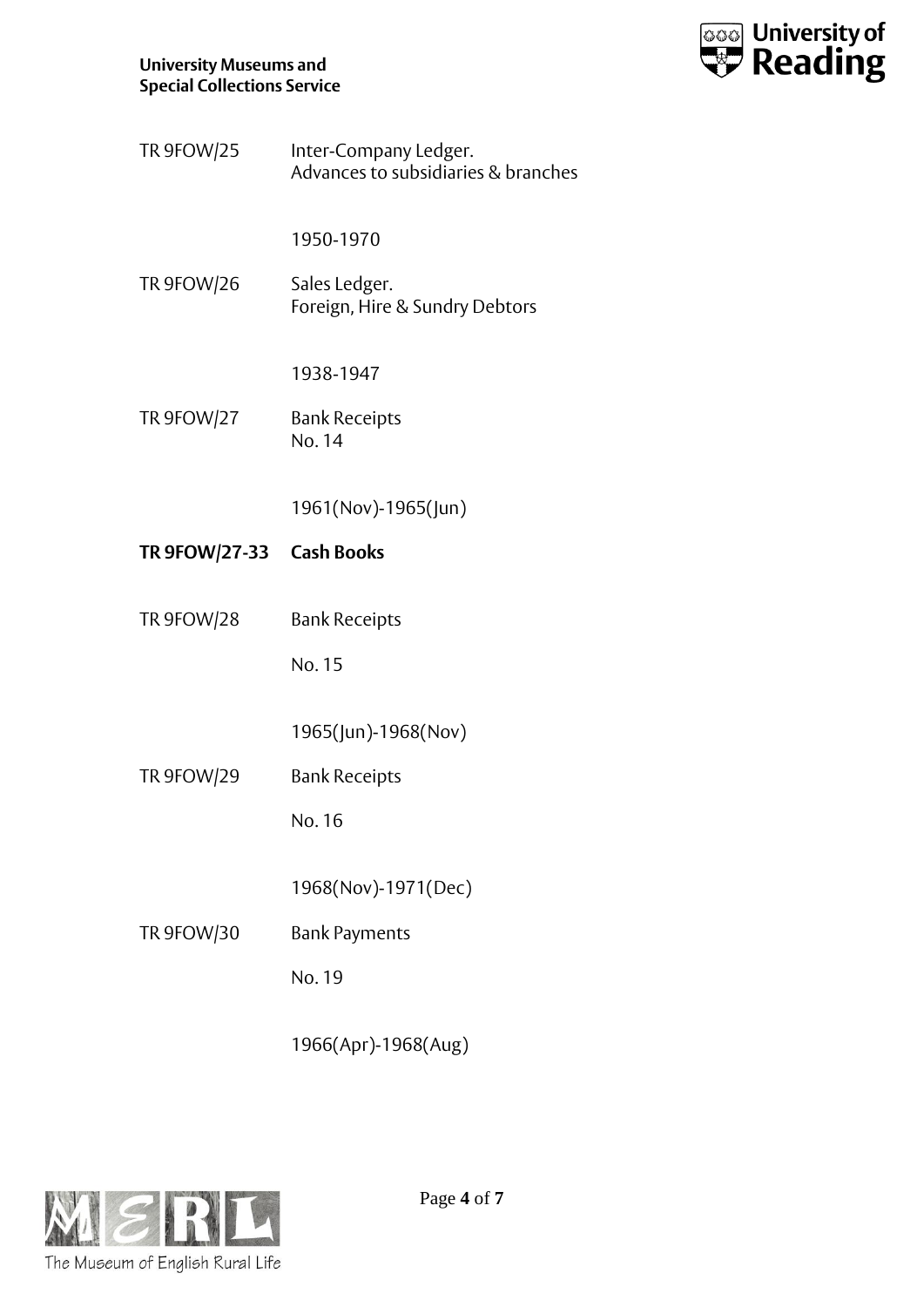TR 9FOW/25 Inter-Company Ledger.
Advances to subsidiaries & branches

1950-1970

TR 9FOW/26 Sales Ledger.
Foreign, Hire & Sundry Debtors

1938-1947

TR 9FOW/27 Bank Receipts
No. 14

1961(Nov)-1965(Jun)

**TR 9FOW/27-33 Cash Books**

TR 9FOW/28 Bank Receipts

No. 15

1965(Jun)-1968(Nov)

TR 9FOW/29 Bank Receipts

No. 16

1968(Nov)-1971(Dec)

TR 9FOW/30 Bank Payments

No. 19

1966(Apr)-1968(Aug)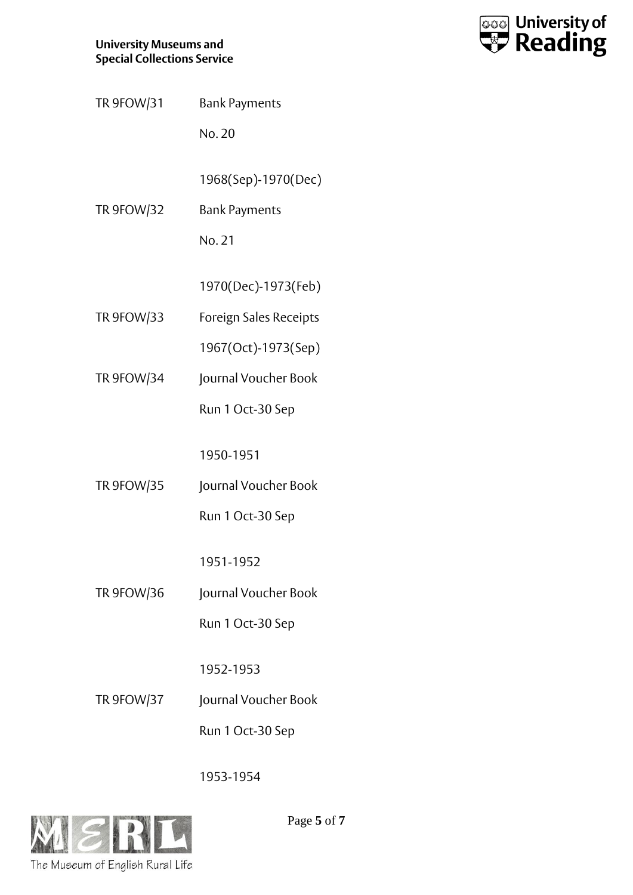TR 9FOW/31 Bank Payments

No. 20

1968(Sep)-1970(Dec)

TR 9FOW/32 Bank Payments

No. 21

1970(Dec)-1973(Feb)

TR 9FOW/33 Foreign Sales Receipts

1967(Oct)-1973(Sep)

TR 9FOW/34 Journal Voucher Book

Run 1 Oct-30 Sep

1950-1951

TR 9FOW/35 Journal Voucher Book

Run 1 Oct-30 Sep

1951-1952

TR 9FOW/36 Journal Voucher Book

Run 1 Oct-30 Sep

1952-1953

TR 9FOW/37 Journal Voucher Book

Run 1 Oct-30 Sep

1953-1954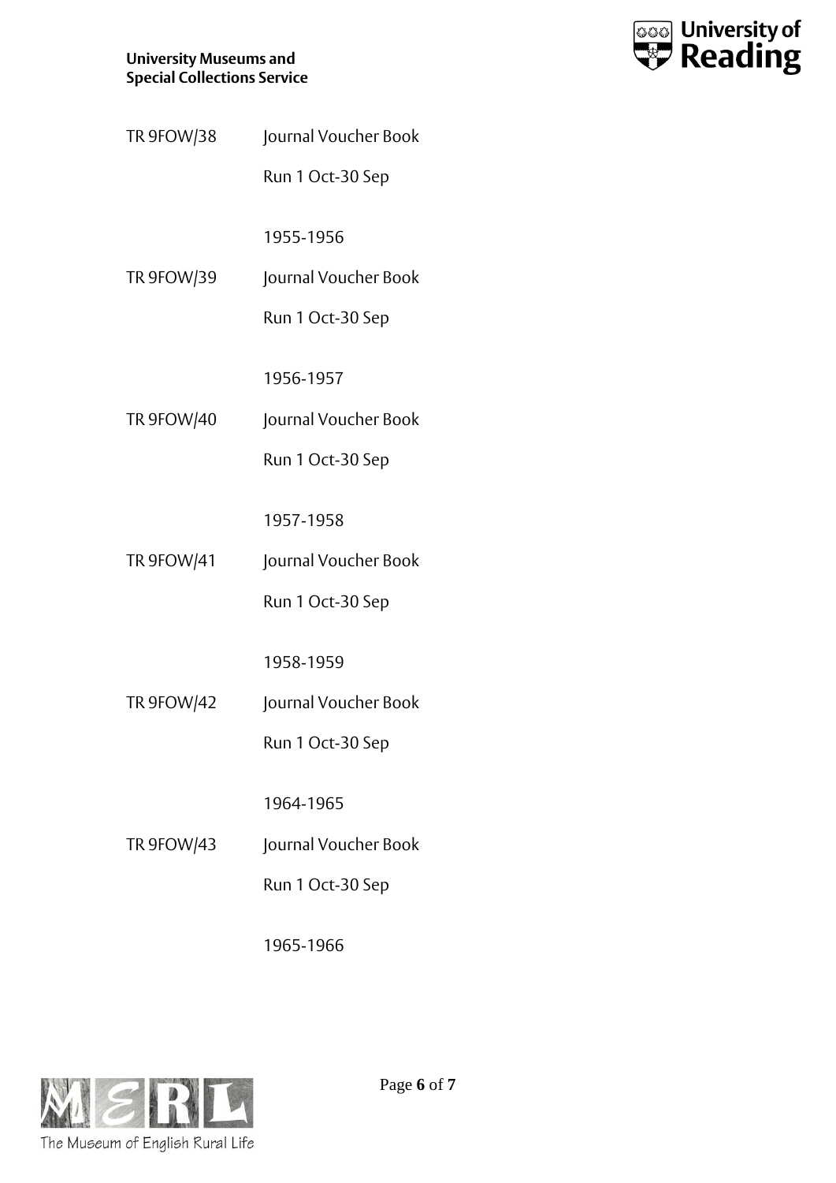TR 9FOW/38 Journal Voucher Book

Run 1 Oct-30 Sep

1955-1956

TR 9FOW/39 Journal Voucher Book

Run 1 Oct-30 Sep

1956-1957

TR 9FOW/40 Journal Voucher Book

Run 1 Oct-30 Sep

1957-1958

TR 9FOW/41 Journal Voucher Book

Run 1 Oct-30 Sep

1958-1959

TR 9FOW/42 Journal Voucher Book

Run 1 Oct-30 Sep

1964-1965

TR 9FOW/43 Journal Voucher Book

Run 1 Oct-30 Sep

1965-1966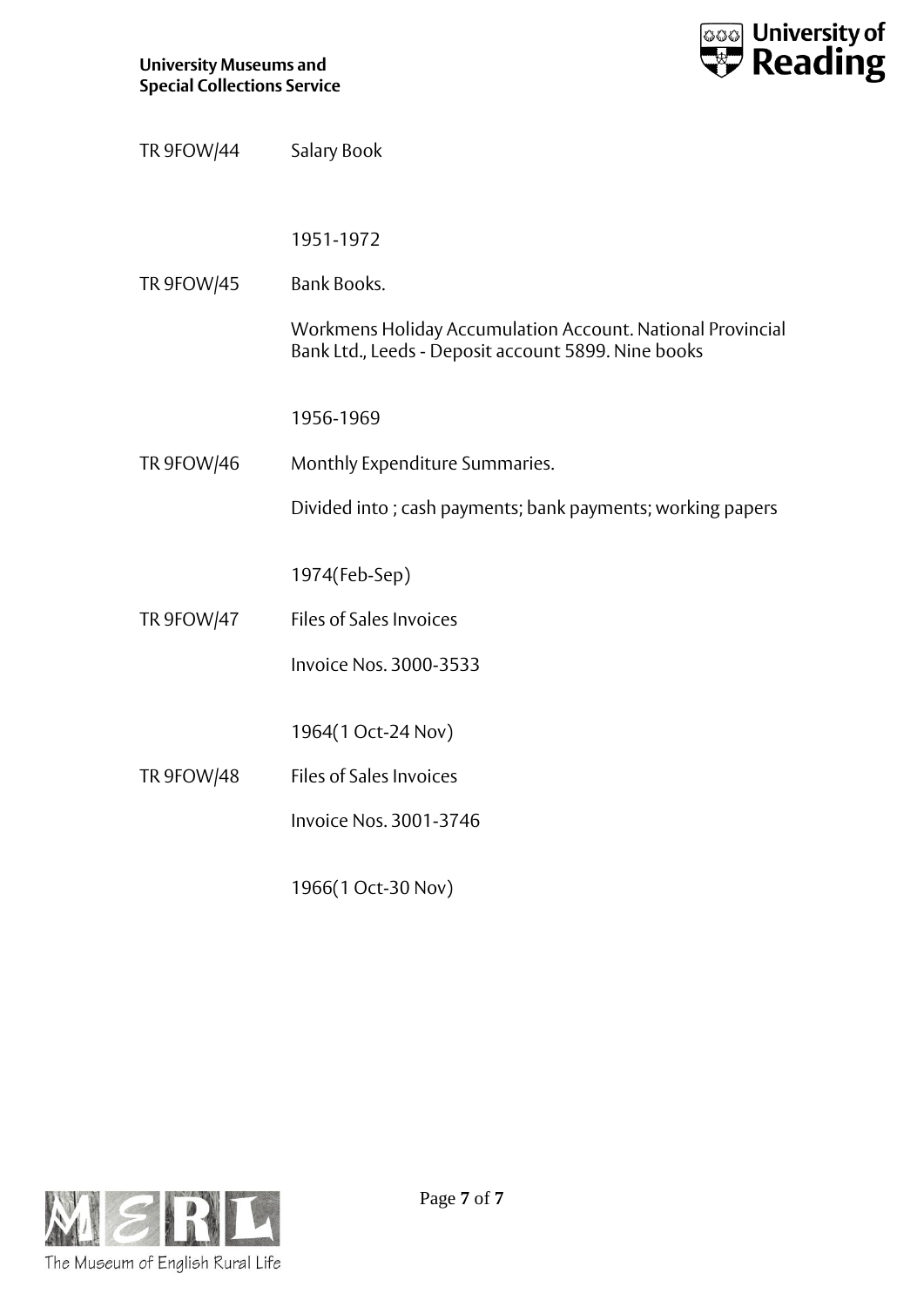| | | |
|---|---|---|
| TR 9FOW/44 | Salary Book | 1951-1972 |
| TR 9FOW/45 | Bank Books.<br><br>Workmens Holiday Accumulation Account. National Provincial Bank Ltd., Leeds - Deposit account 5899. Nine books | 1956-1969 |
| TR 9FOW/46 | Monthly Expenditure Summaries.<br><br>Divided into ; cash payments; bank payments; working papers | 1974(Feb-Sep) |
| TR 9FOW/47 | Files of Sales Invoices<br><br>Invoice Nos. 3000-3533 | 1964(1 Oct-24 Nov) |
| TR 9FOW/48 | Files of Sales Invoices<br><br>Invoice Nos. 3001-3746 | 1966(1 Oct-30 Nov) |